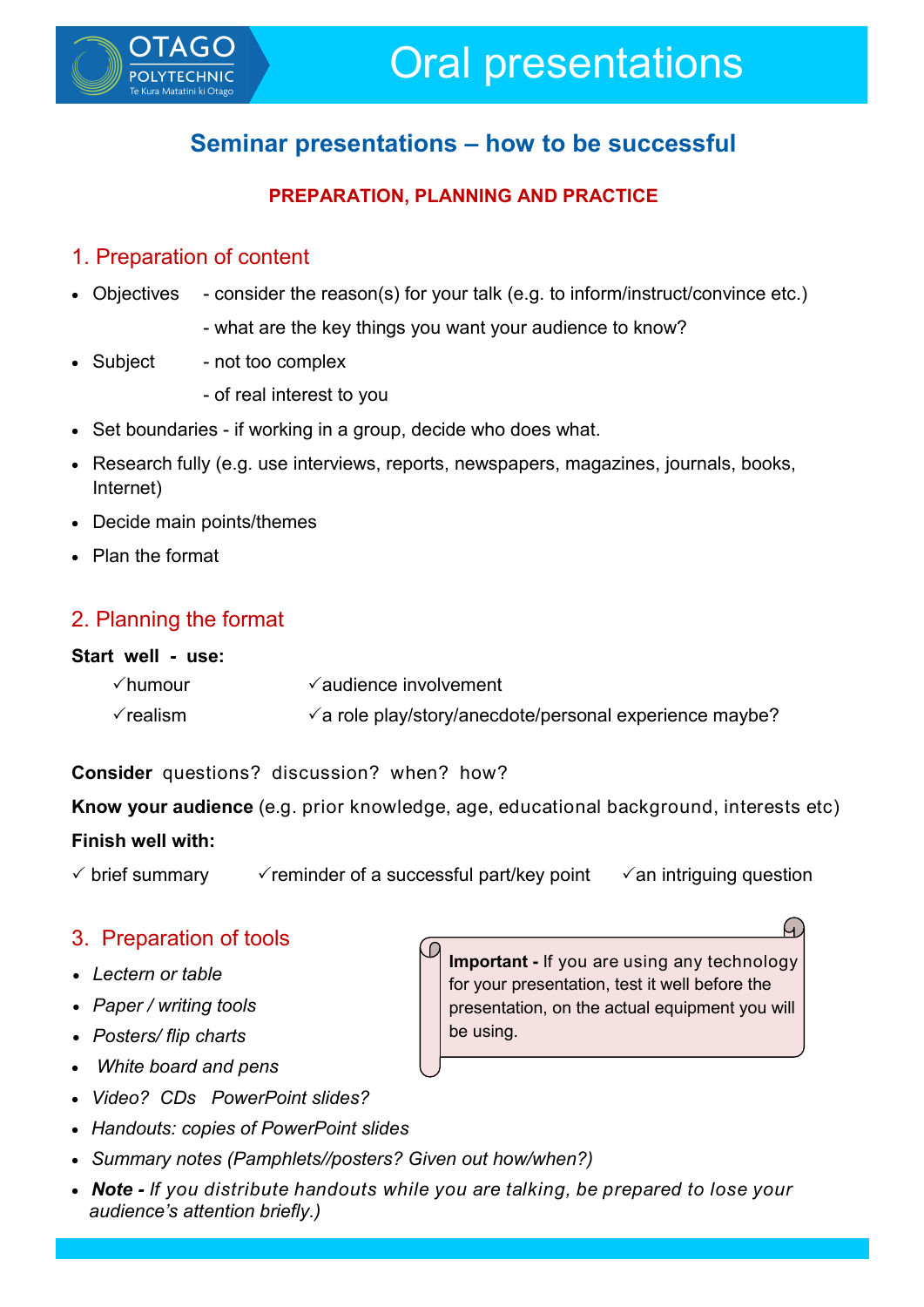# Oral presentations

## Seminar presentations – how to be successful

**PREPARATION, PLANNING AND PRACTICE**

### 1. Preparation of content

- Objectives - consider the reason(s) for your talk (e.g. to inform/instruct/convince etc.)
  - what are the key things you want your audience to know?
- Subject - not too complex
  - of real interest to you
- Set boundaries - if working in a group, decide who does what.
- Research fully (e.g. use interviews, reports, newspapers, magazines, journals, books, Internet)
- Decide main points/themes
- Plan the format

### 2. Planning the format

**Start well - use:**

✓humour ✓audience involvement

✓realism ✓a role play/story/anecdote/personal experience maybe?

**Consider** questions? discussion? when? how?

**Know your audience** (e.g. prior knowledge, age, educational background, interests etc)

**Finish well with:**

✓ brief summary ✓reminder of a successful part/key point ✓an intriguing question

### 3. Preparation of tools

- *Lectern or table*
- *Paper / writing tools*
- *Posters/ flip charts*
- *White board and pens*
- *Video? CDs PowerPoint slides?*
- *Handouts: copies of PowerPoint slides*
- *Summary notes (Pamphlets//posters? Given out how/when?)*
- ***Note -** If you distribute handouts while you are talking, be prepared to lose your audience's attention briefly.)*

> **Important -** If you are using any technology for your presentation, test it well before the presentation, on the actual equipment you will be using.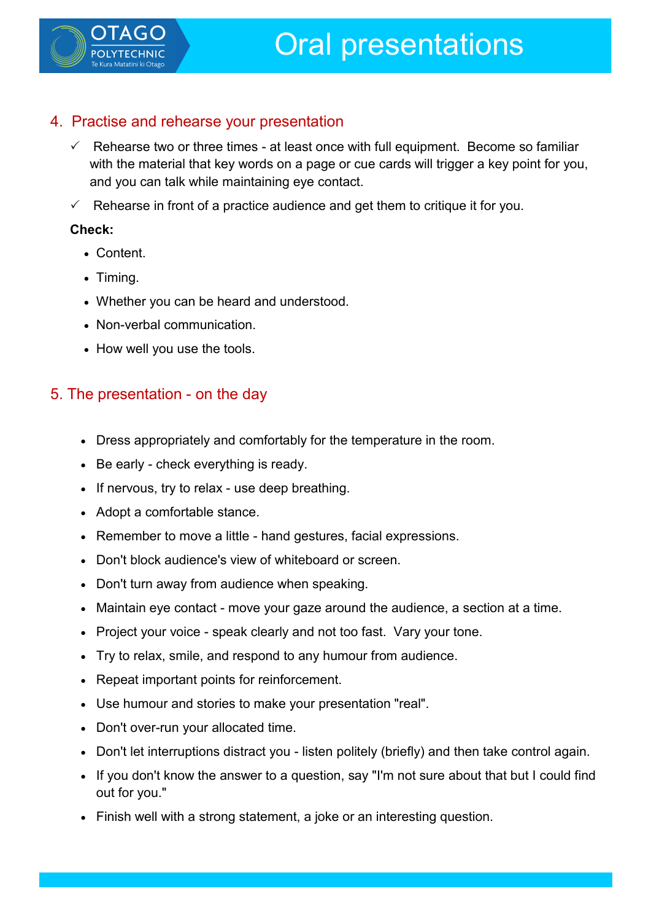## 4. Practise and rehearse your presentation

- ✓ Rehearse two or three times - at least once with full equipment. Become so familiar with the material that key words on a page or cue cards will trigger a key point for you, and you can talk while maintaining eye contact.
- ✓ Rehearse in front of a practice audience and get them to critique it for you.

**Check:**

- Content.
- Timing.
- Whether you can be heard and understood.
- Non-verbal communication.
- How well you use the tools.

## 5. The presentation - on the day

- Dress appropriately and comfortably for the temperature in the room.
- Be early - check everything is ready.
- If nervous, try to relax - use deep breathing.
- Adopt a comfortable stance.
- Remember to move a little - hand gestures, facial expressions.
- Don't block audience's view of whiteboard or screen.
- Don't turn away from audience when speaking.
- Maintain eye contact - move your gaze around the audience, a section at a time.
- Project your voice - speak clearly and not too fast. Vary your tone.
- Try to relax, smile, and respond to any humour from audience.
- Repeat important points for reinforcement.
- Use humour and stories to make your presentation "real".
- Don't over-run your allocated time.
- Don't let interruptions distract you - listen politely (briefly) and then take control again.
- If you don't know the answer to a question, say "I'm not sure about that but I could find out for you."
- Finish well with a strong statement, a joke or an interesting question.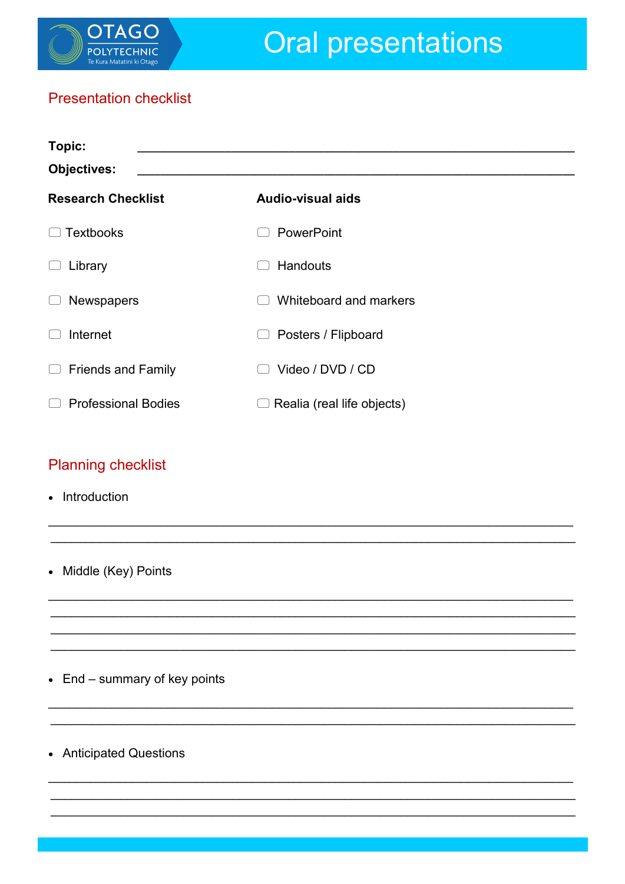# Oral presentations

## Presentation checklist

**Topic:** ___________________________________________________________

**Objectives:** ___________________________________________________________

| **Research Checklist** | **Audio-visual aids** |
|---|---|
| ☐ Textbooks | ☐ PowerPoint |
| ☐ Library | ☐ Handouts |
| ☐ Newspapers | ☐ Whiteboard and markers |
| ☐ Internet | ☐ Posters / Flipboard |
| ☐ Friends and Family | ☐ Video / DVD / CD |
| ☐ Professional Bodies | ☐ Realia (real life objects) |

## Planning checklist

- Introduction

___________________________________________________________

___________________________________________________________

- Middle (Key) Points

___________________________________________________________

___________________________________________________________

___________________________________________________________

___________________________________________________________

- End – summary of key points

___________________________________________________________

___________________________________________________________

- Anticipated Questions

___________________________________________________________

___________________________________________________________

___________________________________________________________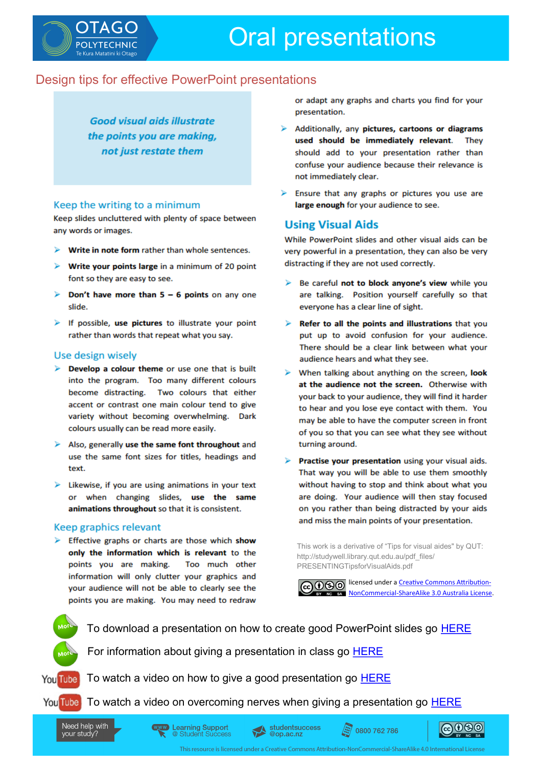# Oral presentations

## Design tips for effective PowerPoint presentations

***Good visual aids illustrate the points you are making, not just restate them***

### Keep the writing to a minimum

Keep slides uncluttered with plenty of space between any words or images.

- **Write in note form** rather than whole sentences.
- **Write your points large** in a minimum of 20 point font so they are easy to see.
- **Don't have more than 5 – 6 points** on any one slide.
- If possible, **use pictures** to illustrate your point rather than words that repeat what you say.

### Use design wisely

- **Develop a colour theme** or use one that is built into the program. Too many different colours become distracting. Two colours that either accent or contrast one main colour tend to give variety without becoming overwhelming. Dark colours usually can be read more easily.
- Also, generally **use the same font throughout** and use the same font sizes for titles, headings and text.
- Likewise, if you are using animations in your text or when changing slides, **use the same animations throughout** so that it is consistent.

### Keep graphics relevant

- Effective graphs or charts are those which **show only the information which is relevant** to the points you are making. Too much other information will only clutter your graphics and your audience will not be able to clearly see the points you are making. You may need to redraw or adapt any graphs and charts you find for your presentation.
- Additionally, any **pictures, cartoons or diagrams used should be immediately relevant**. They should add to your presentation rather than confuse your audience because their relevance is not immediately clear.
- Ensure that any graphs or pictures you use are **large enough** for your audience to see.

## Using Visual Aids

While PowerPoint slides and other visual aids can be very powerful in a presentation, they can also be very distracting if they are not used correctly.

- Be careful **not to block anyone's view** while you are talking. Position yourself carefully so that everyone has a clear line of sight.
- **Refer to all the points and illustrations** that you put up to avoid confusion for your audience. There should be a clear link between what your audience hears and what they see.
- When talking about anything on the screen, **look at the audience not the screen.** Otherwise with your back to your audience, they will find it harder to hear and you lose eye contact with them. You may be able to have the computer screen in front of you so that you can see what they see without turning around.
- **Practise your presentation** using your visual aids. That way you will be able to use them smoothly without having to stop and think about what you are doing. Your audience will then stay focused on you rather than being distracted by your aids and miss the main points of your presentation.

This work is a derivative of "Tips for visual aides" by QUT: http://studywell.library.qut.edu.au/pdf_files/PRESENTINGTipsforVisualAids.pdf licensed under a Creative Commons Attribution-NonCommercial-ShareAlike 3.0 Australia License.

To download a presentation on how to create good PowerPoint slides go HERE

For information about giving a presentation in class go HERE

To watch a video on how to give a good presentation go HERE

To watch a video on overcoming nerves when giving a presentation go HERE

Need help with your study? Learning Support @ Student Success | studentsuccess@op.ac.nz | 0800 762 786

This resource is licensed under a Creative Commons Attribution-NonCommercial-ShareAlike 4.0 International License